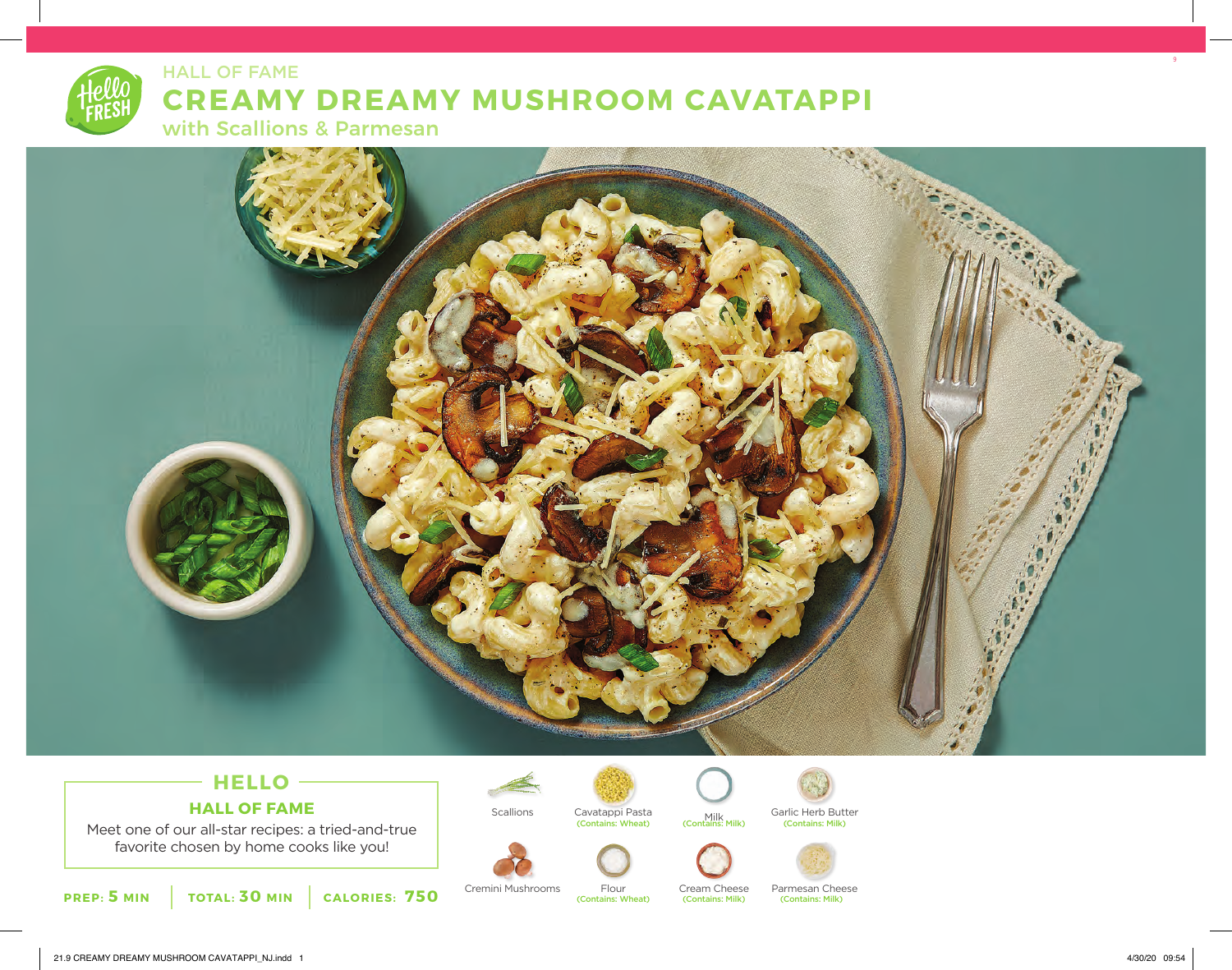HALL OF FAME

# CREAMY DREAMY MUSHROOM CAVATAPPI

## with Scallions & Parmesan

### HELLO

**HALL OF FAME**

Meet one of our all-star recipes: a tried-and-true favorite chosen by home cooks like you!

**PREP: 5 MIN** | **TOTAL: 30 MIN** | **CALORIES: 750**

- Scallions
- Cavatappi Pasta (Contains: Wheat)
- Milk (Contains: Milk)
- Garlic Herb Butter (Contains: Milk)
- Cremini Mushrooms
- Flour (Contains: Wheat)
- Cream Cheese (Contains: Milk)
- Parmesan Cheese (Contains: Milk)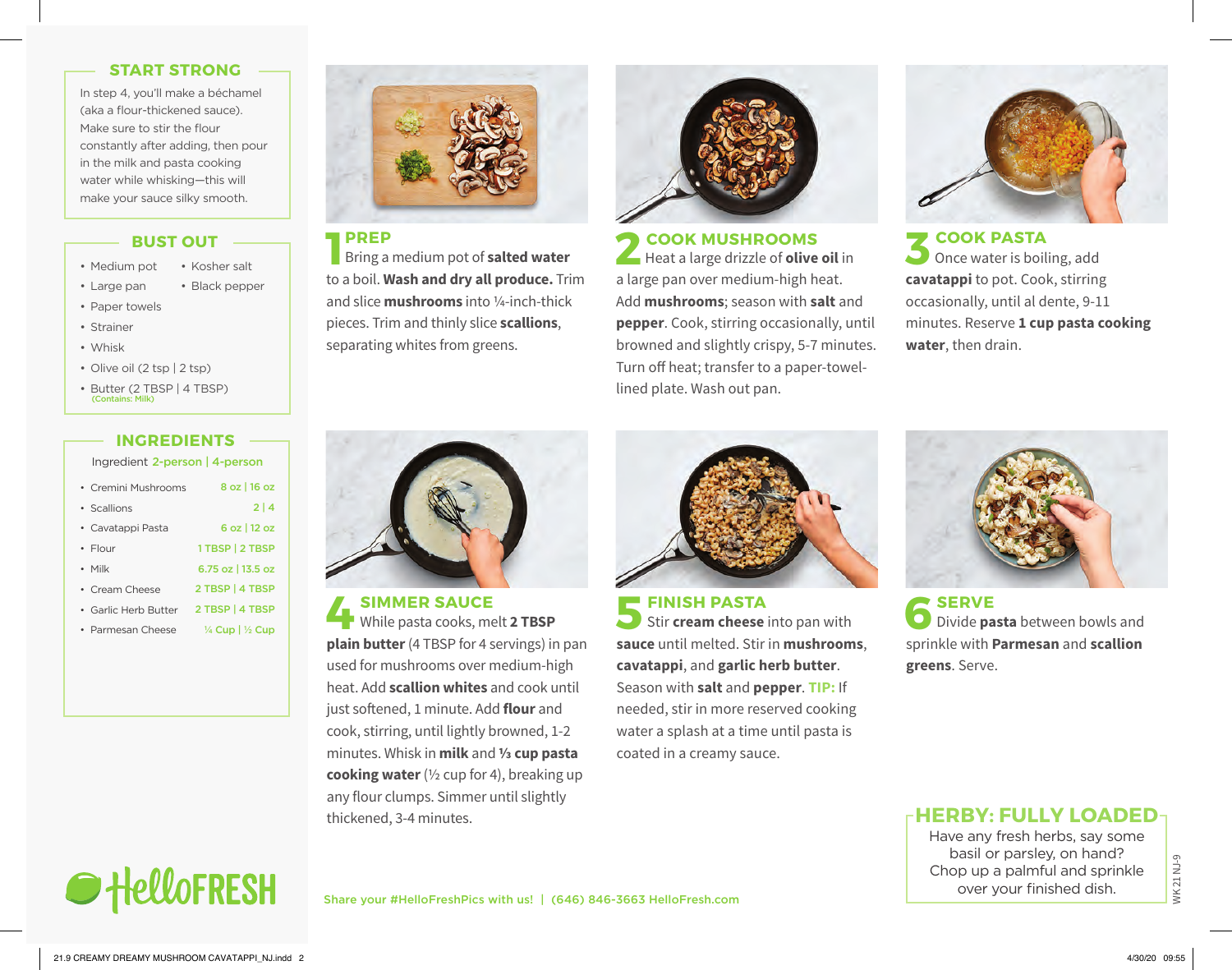## START STRONG

In step 4, you'll make a béchamel (aka a flour-thickened sauce). Make sure to stir the flour constantly after adding, then pour in the milk and pasta cooking water while whisking—this will make your sauce silky smooth.

## BUST OUT

- Medium pot
- Large pan
- Paper towels
- Strainer
- Whisk
- Olive oil (2 tsp | 2 tsp)
- Butter (2 TBSP | 4 TBSP) (Contains: Milk)
- Kosher salt
- Black pepper

## INGREDIENTS

| Ingredient | 2-person \| 4-person |
|---|---|
| Cremini Mushrooms | 8 oz \| 16 oz |
| Scallions | 2 \| 4 |
| Cavatappi Pasta | 6 oz \| 12 oz |
| Flour | 1 TBSP \| 2 TBSP |
| Milk | 6.75 oz \| 13.5 oz |
| Cream Cheese | 2 TBSP \| 4 TBSP |
| Garlic Herb Butter | 2 TBSP \| 4 TBSP |
| Parmesan Cheese | ¼ Cup \| ½ Cup |

HelloFRESH

## 1 PREP

Bring a medium pot of **salted water** to a boil. **Wash and dry all produce.** Trim and slice **mushrooms** into ¼-inch-thick pieces. Trim and thinly slice **scallions**, separating whites from greens.

## 2 COOK MUSHROOMS

Heat a large drizzle of **olive oil** in a large pan over medium-high heat. Add **mushrooms**; season with **salt** and **pepper**. Cook, stirring occasionally, until browned and slightly crispy, 5-7 minutes. Turn off heat; transfer to a paper-towel-lined plate. Wash out pan.

## 3 COOK PASTA

Once water is boiling, add **cavatappi** to pot. Cook, stirring occasionally, until al dente, 9-11 minutes. Reserve **1 cup pasta cooking water**, then drain.

## 4 SIMMER SAUCE

While pasta cooks, melt **2 TBSP plain butter** (4 TBSP for 4 servings) in pan used for mushrooms over medium-high heat. Add **scallion whites** and cook until just softened, 1 minute. Add **flour** and cook, stirring, until lightly browned, 1-2 minutes. Whisk in **milk** and **⅓ cup pasta cooking water** (½ cup for 4), breaking up any flour clumps. Simmer until slightly thickened, 3-4 minutes.

## 5 FINISH PASTA

Stir **cream cheese** into pan with **sauce** until melted. Stir in **mushrooms**, **cavatappi**, and **garlic herb butter**. Season with **salt** and **pepper**. **TIP:** If needed, stir in more reserved cooking water a splash at a time until pasta is coated in a creamy sauce.

## 6 SERVE

Divide **pasta** between bowls and sprinkle with **Parmesan** and **scallion greens**. Serve.

## HERBY: FULLY LOADED

Have any fresh herbs, say some basil or parsley, on hand? Chop up a palmful and sprinkle over your finished dish.

Share your #HelloFreshPics with us! | (646) 846-3663 HelloFresh.com

WK 21 NJ-9